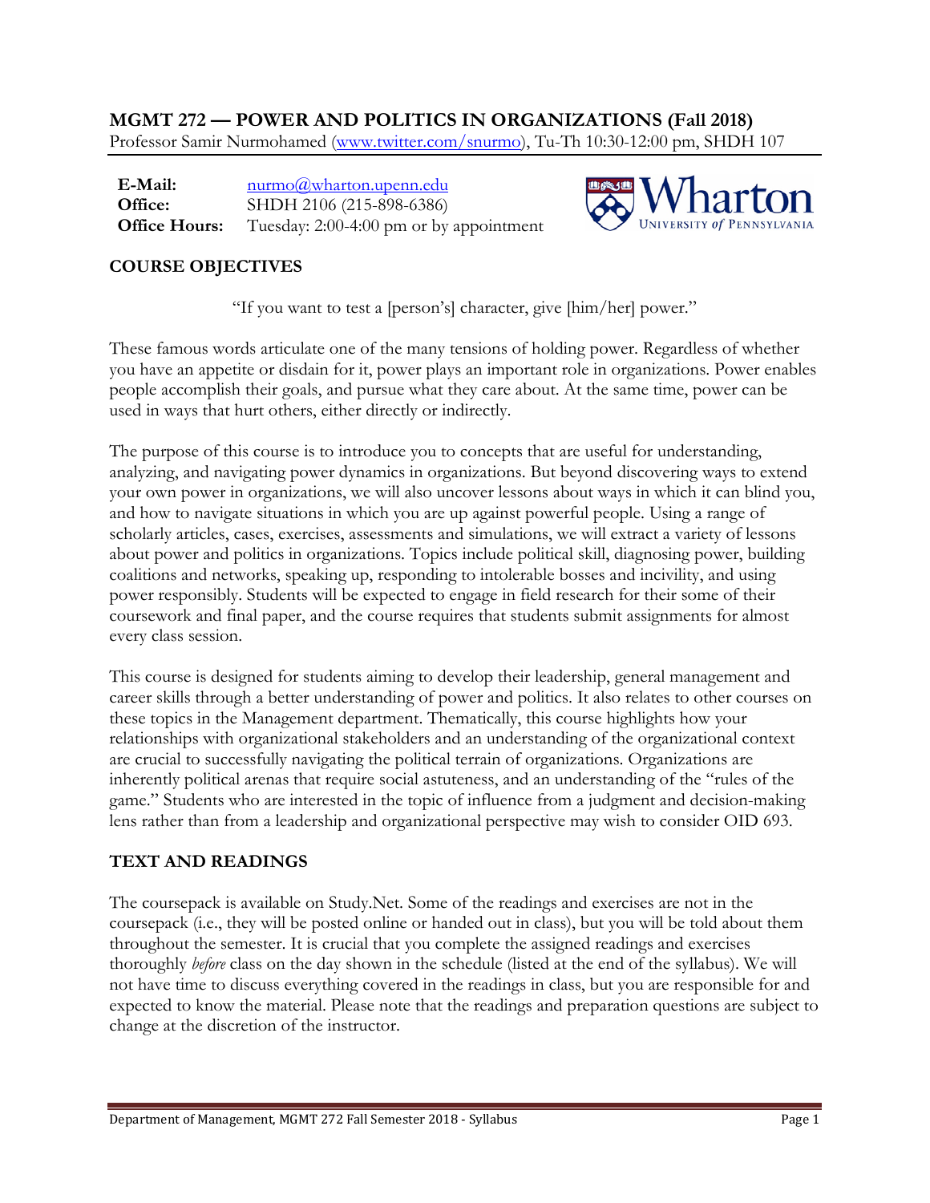## MGMT 272 — POWER AND POLITICS IN ORGANIZATIONS (Fall 2018)

Professor Samir Nurmohamed (www.twitter.com/snurmo), Tu-Th 10:30-12:00 pm, SHDH 107

**E-Mail:** nurmo@wharton.upenn.edu
**Office:** SHDH 2106 (215-898-6386)
**Office Hours:** Tuesday: 2:00-4:00 pm or by appointment

### COURSE OBJECTIVES

"If you want to test a [person's] character, give [him/her] power."

These famous words articulate one of the many tensions of holding power. Regardless of whether you have an appetite or disdain for it, power plays an important role in organizations. Power enables people accomplish their goals, and pursue what they care about. At the same time, power can be used in ways that hurt others, either directly or indirectly.

The purpose of this course is to introduce you to concepts that are useful for understanding, analyzing, and navigating power dynamics in organizations. But beyond discovering ways to extend your own power in organizations, we will also uncover lessons about ways in which it can blind you, and how to navigate situations in which you are up against powerful people. Using a range of scholarly articles, cases, exercises, assessments and simulations, we will extract a variety of lessons about power and politics in organizations. Topics include political skill, diagnosing power, building coalitions and networks, speaking up, responding to intolerable bosses and incivility, and using power responsibly. Students will be expected to engage in field research for their some of their coursework and final paper, and the course requires that students submit assignments for almost every class session.

This course is designed for students aiming to develop their leadership, general management and career skills through a better understanding of power and politics. It also relates to other courses on these topics in the Management department. Thematically, this course highlights how your relationships with organizational stakeholders and an understanding of the organizational context are crucial to successfully navigating the political terrain of organizations. Organizations are inherently political arenas that require social astuteness, and an understanding of the "rules of the game." Students who are interested in the topic of influence from a judgment and decision-making lens rather than from a leadership and organizational perspective may wish to consider OID 693.

### TEXT AND READINGS

The coursepack is available on Study.Net. Some of the readings and exercises are not in the coursepack (i.e., they will be posted online or handed out in class), but you will be told about them throughout the semester. It is crucial that you complete the assigned readings and exercises thoroughly *before* class on the day shown in the schedule (listed at the end of the syllabus). We will not have time to discuss everything covered in the readings in class, but you are responsible for and expected to know the material. Please note that the readings and preparation questions are subject to change at the discretion of the instructor.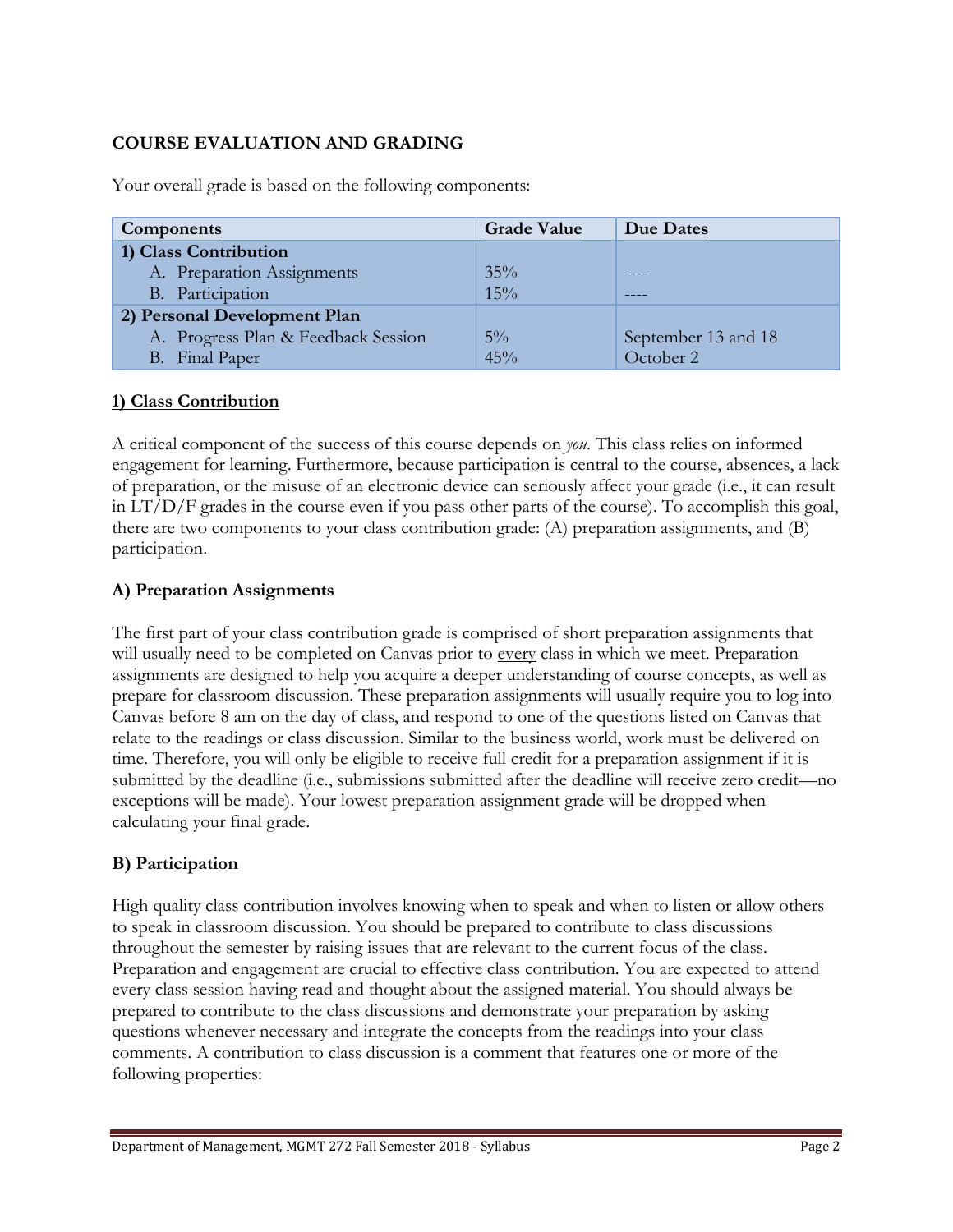## COURSE EVALUATION AND GRADING

Your overall grade is based on the following components:

| Components | Grade Value | Due Dates |
|---|---|---|
| **1) Class Contribution** | | |
| A. Preparation Assignments | 35% | ---- |
| B. Participation | 15% | ---- |
| **2) Personal Development Plan** | | |
| A. Progress Plan & Feedback Session | 5% | September 13 and 18 |
| B. Final Paper | 45% | October 2 |

### 1) Class Contribution

A critical component of the success of this course depends on *you*. This class relies on informed engagement for learning. Furthermore, because participation is central to the course, absences, a lack of preparation, or the misuse of an electronic device can seriously affect your grade (i.e., it can result in LT/D/F grades in the course even if you pass other parts of the course). To accomplish this goal, there are two components to your class contribution grade: (A) preparation assignments, and (B) participation.

### A) Preparation Assignments

The first part of your class contribution grade is comprised of short preparation assignments that will usually need to be completed on Canvas prior to every class in which we meet. Preparation assignments are designed to help you acquire a deeper understanding of course concepts, as well as prepare for classroom discussion. These preparation assignments will usually require you to log into Canvas before 8 am on the day of class, and respond to one of the questions listed on Canvas that relate to the readings or class discussion. Similar to the business world, work must be delivered on time. Therefore, you will only be eligible to receive full credit for a preparation assignment if it is submitted by the deadline (i.e., submissions submitted after the deadline will receive zero credit—no exceptions will be made). Your lowest preparation assignment grade will be dropped when calculating your final grade.

### B) Participation

High quality class contribution involves knowing when to speak and when to listen or allow others to speak in classroom discussion. You should be prepared to contribute to class discussions throughout the semester by raising issues that are relevant to the current focus of the class. Preparation and engagement are crucial to effective class contribution. You are expected to attend every class session having read and thought about the assigned material. You should always be prepared to contribute to the class discussions and demonstrate your preparation by asking questions whenever necessary and integrate the concepts from the readings into your class comments. A contribution to class discussion is a comment that features one or more of the following properties: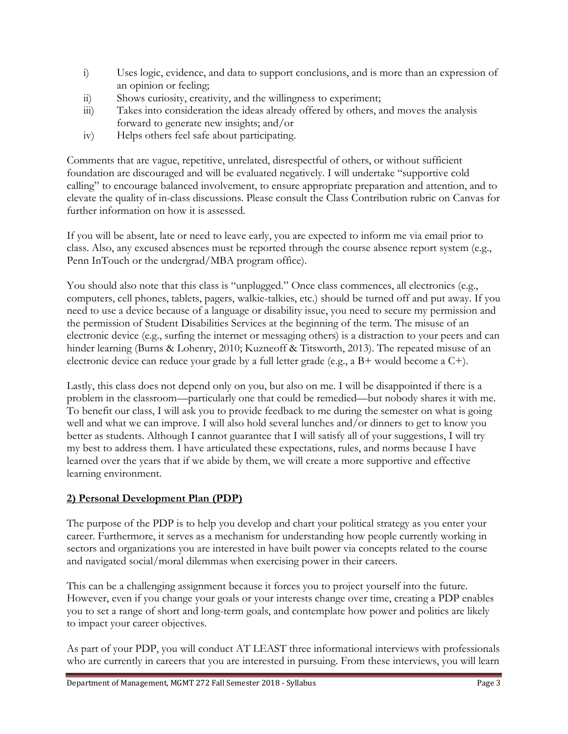i) Uses logic, evidence, and data to support conclusions, and is more than an expression of an opinion or feeling;
ii) Shows curiosity, creativity, and the willingness to experiment;
iii) Takes into consideration the ideas already offered by others, and moves the analysis forward to generate new insights; and/or
iv) Helps others feel safe about participating.

Comments that are vague, repetitive, unrelated, disrespectful of others, or without sufficient foundation are discouraged and will be evaluated negatively. I will undertake "supportive cold calling" to encourage balanced involvement, to ensure appropriate preparation and attention, and to elevate the quality of in-class discussions. Please consult the Class Contribution rubric on Canvas for further information on how it is assessed.

If you will be absent, late or need to leave early, you are expected to inform me via email prior to class. Also, any excused absences must be reported through the course absence report system (e.g., Penn InTouch or the undergrad/MBA program office).

You should also note that this class is "unplugged." Once class commences, all electronics (e.g., computers, cell phones, tablets, pagers, walkie-talkies, etc.) should be turned off and put away. If you need to use a device because of a language or disability issue, you need to secure my permission and the permission of Student Disabilities Services at the beginning of the term. The misuse of an electronic device (e.g., surfing the internet or messaging others) is a distraction to your peers and can hinder learning (Burns & Lohenry, 2010; Kuzneoff & Titsworth, 2013). The repeated misuse of an electronic device can reduce your grade by a full letter grade (e.g., a B+ would become a C+).

Lastly, this class does not depend only on you, but also on me. I will be disappointed if there is a problem in the classroom—particularly one that could be remedied—but nobody shares it with me. To benefit our class, I will ask you to provide feedback to me during the semester on what is going well and what we can improve. I will also hold several lunches and/or dinners to get to know you better as students. Although I cannot guarantee that I will satisfy all of your suggestions, I will try my best to address them. I have articulated these expectations, rules, and norms because I have learned over the years that if we abide by them, we will create a more supportive and effective learning environment.

## 2) Personal Development Plan (PDP)

The purpose of the PDP is to help you develop and chart your political strategy as you enter your career. Furthermore, it serves as a mechanism for understanding how people currently working in sectors and organizations you are interested in have built power via concepts related to the course and navigated social/moral dilemmas when exercising power in their careers.

This can be a challenging assignment because it forces you to project yourself into the future. However, even if you change your goals or your interests change over time, creating a PDP enables you to set a range of short and long-term goals, and contemplate how power and politics are likely to impact your career objectives.

As part of your PDP, you will conduct AT LEAST three informational interviews with professionals who are currently in careers that you are interested in pursuing. From these interviews, you will learn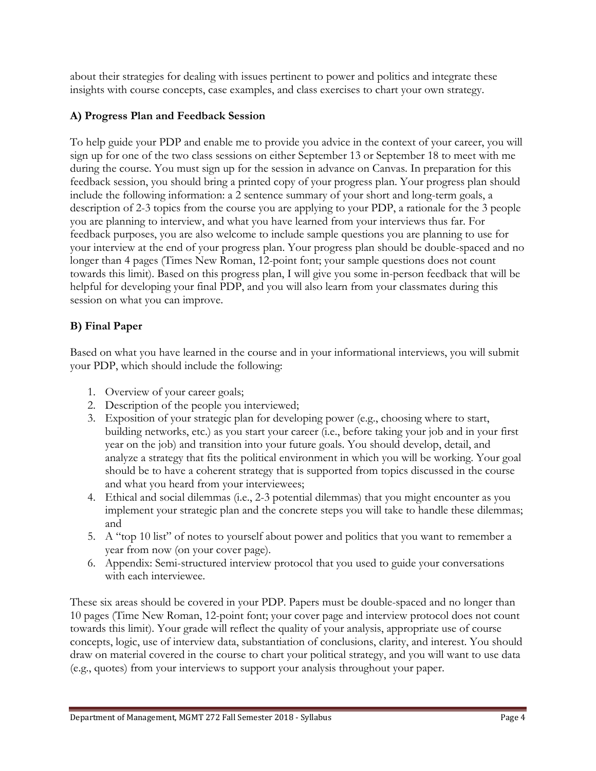about their strategies for dealing with issues pertinent to power and politics and integrate these insights with course concepts, case examples, and class exercises to chart your own strategy.

### A) Progress Plan and Feedback Session

To help guide your PDP and enable me to provide you advice in the context of your career, you will sign up for one of the two class sessions on either September 13 or September 18 to meet with me during the course. You must sign up for the session in advance on Canvas. In preparation for this feedback session, you should bring a printed copy of your progress plan. Your progress plan should include the following information: a 2 sentence summary of your short and long-term goals, a description of 2-3 topics from the course you are applying to your PDP, a rationale for the 3 people you are planning to interview, and what you have learned from your interviews thus far. For feedback purposes, you are also welcome to include sample questions you are planning to use for your interview at the end of your progress plan. Your progress plan should be double-spaced and no longer than 4 pages (Times New Roman, 12-point font; your sample questions does not count towards this limit). Based on this progress plan, I will give you some in-person feedback that will be helpful for developing your final PDP, and you will also learn from your classmates during this session on what you can improve.

### B) Final Paper

Based on what you have learned in the course and in your informational interviews, you will submit your PDP, which should include the following:

1. Overview of your career goals;
2. Description of the people you interviewed;
3. Exposition of your strategic plan for developing power (e.g., choosing where to start, building networks, etc.) as you start your career (i.e., before taking your job and in your first year on the job) and transition into your future goals. You should develop, detail, and analyze a strategy that fits the political environment in which you will be working. Your goal should be to have a coherent strategy that is supported from topics discussed in the course and what you heard from your interviewees;
4. Ethical and social dilemmas (i.e., 2-3 potential dilemmas) that you might encounter as you implement your strategic plan and the concrete steps you will take to handle these dilemmas; and
5. A "top 10 list" of notes to yourself about power and politics that you want to remember a year from now (on your cover page).
6. Appendix: Semi-structured interview protocol that you used to guide your conversations with each interviewee.

These six areas should be covered in your PDP. Papers must be double-spaced and no longer than 10 pages (Time New Roman, 12-point font; your cover page and interview protocol does not count towards this limit). Your grade will reflect the quality of your analysis, appropriate use of course concepts, logic, use of interview data, substantiation of conclusions, clarity, and interest. You should draw on material covered in the course to chart your political strategy, and you will want to use data (e.g., quotes) from your interviews to support your analysis throughout your paper.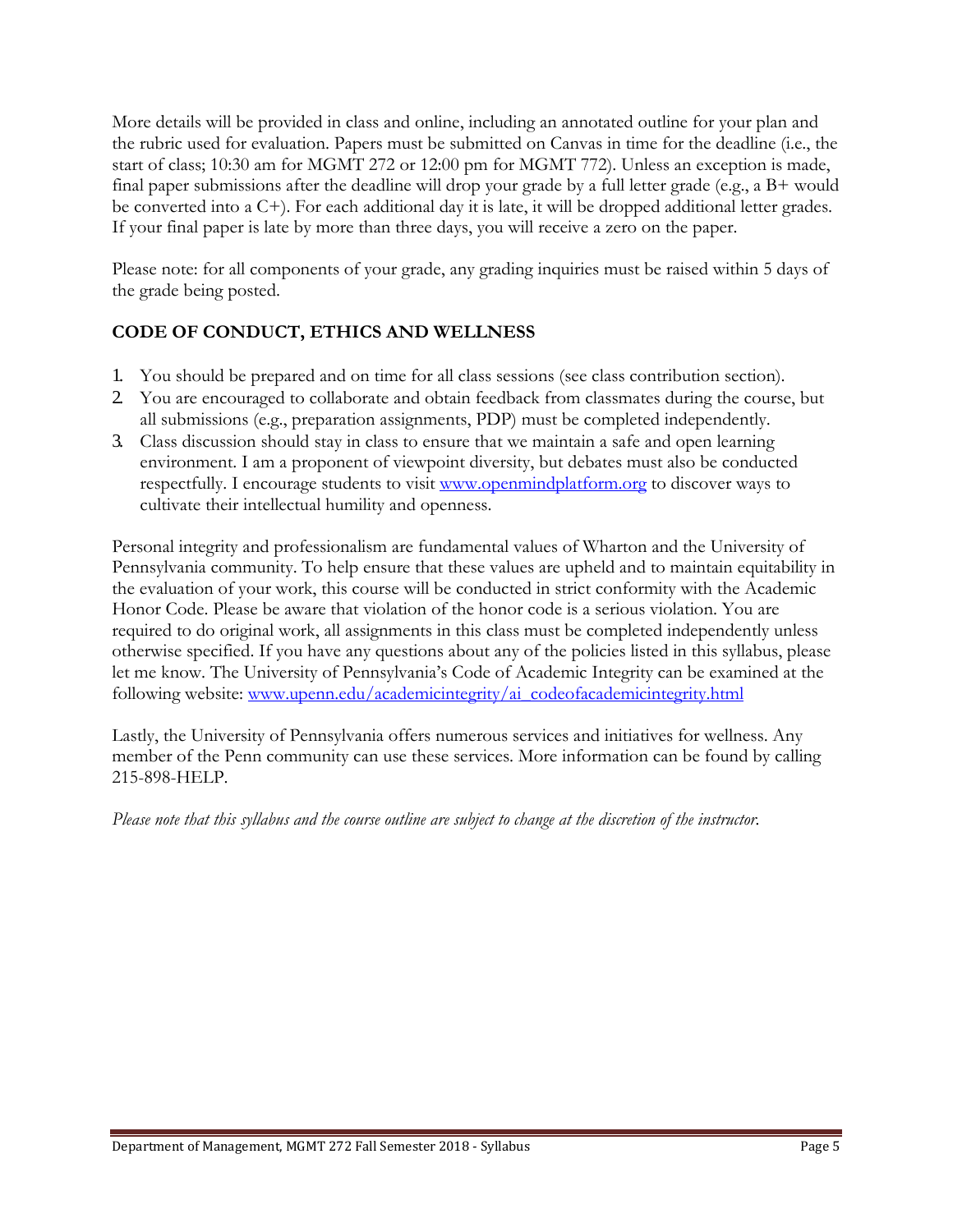More details will be provided in class and online, including an annotated outline for your plan and the rubric used for evaluation. Papers must be submitted on Canvas in time for the deadline (i.e., the start of class; 10:30 am for MGMT 272 or 12:00 pm for MGMT 772). Unless an exception is made, final paper submissions after the deadline will drop your grade by a full letter grade (e.g., a B+ would be converted into a C+). For each additional day it is late, it will be dropped additional letter grades. If your final paper is late by more than three days, you will receive a zero on the paper.

Please note: for all components of your grade, any grading inquiries must be raised within 5 days of the grade being posted.

## CODE OF CONDUCT, ETHICS AND WELLNESS

1. You should be prepared and on time for all class sessions (see class contribution section).
2. You are encouraged to collaborate and obtain feedback from classmates during the course, but all submissions (e.g., preparation assignments, PDP) must be completed independently.
3. Class discussion should stay in class to ensure that we maintain a safe and open learning environment. I am a proponent of viewpoint diversity, but debates must also be conducted respectfully. I encourage students to visit www.openmindplatform.org to discover ways to cultivate their intellectual humility and openness.

Personal integrity and professionalism are fundamental values of Wharton and the University of Pennsylvania community. To help ensure that these values are upheld and to maintain equitability in the evaluation of your work, this course will be conducted in strict conformity with the Academic Honor Code. Please be aware that violation of the honor code is a serious violation. You are required to do original work, all assignments in this class must be completed independently unless otherwise specified. If you have any questions about any of the policies listed in this syllabus, please let me know. The University of Pennsylvania's Code of Academic Integrity can be examined at the following website: www.upenn.edu/academicintegrity/ai_codeofacademicintegrity.html

Lastly, the University of Pennsylvania offers numerous services and initiatives for wellness. Any member of the Penn community can use these services. More information can be found by calling 215-898-HELP.

*Please note that this syllabus and the course outline are subject to change at the discretion of the instructor.*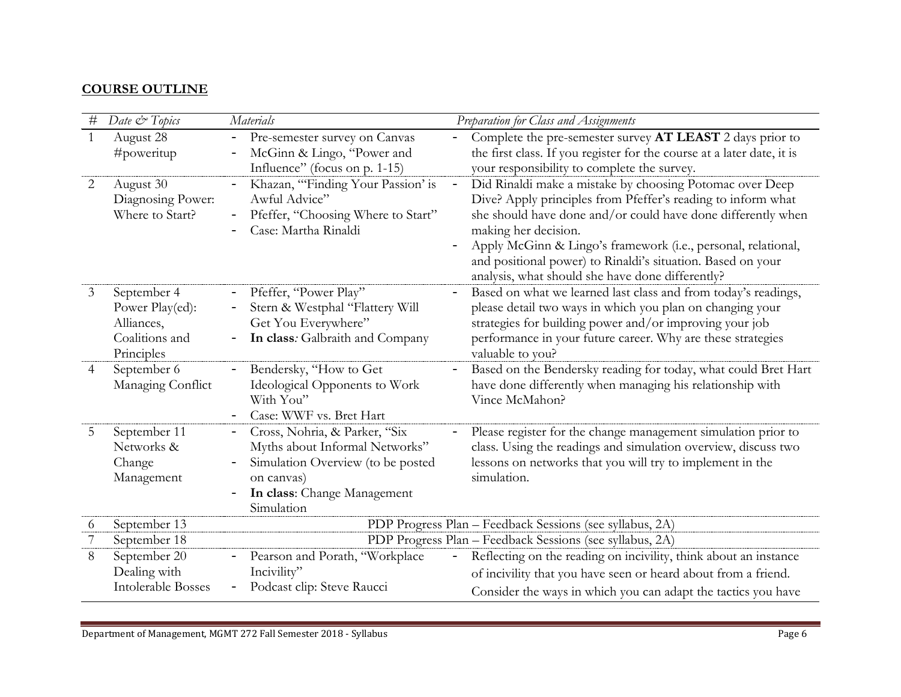**COURSE OUTLINE**

| # | *Date & Topics* | *Materials* | *Preparation for Class and Assignments* |
|---|---|---|---|
| 1 | August 28<br>#poweritup | - Pre-semester survey on Canvas<br>- McGinn & Lingo, "Power and Influence" (focus on p. 1-15) | - Complete the pre-semester survey **AT LEAST** 2 days prior to the first class. If you register for the course at a later date, it is your responsibility to complete the survey. |
| 2 | August 30<br>Diagnosing Power: Where to Start? | - Khazan, "'Finding Your Passion' is Awful Advice"<br>- Pfeffer, "Choosing Where to Start"<br>- Case: Martha Rinaldi | - Did Rinaldi make a mistake by choosing Potomac over Deep Dive? Apply principles from Pfeffer's reading to inform what she should have done and/or could have done differently when making her decision.<br>- Apply McGinn & Lingo's framework (i.e., personal, relational, and positional power) to Rinaldi's situation. Based on your analysis, what should she have done differently? |
| 3 | September 4<br>Power Play(ed): Alliances, Coalitions and Principles | - Pfeffer, "Power Play"<br>- Stern & Westphal "Flattery Will Get You Everywhere"<br>- **In class***:* Galbraith and Company | - Based on what we learned last class and from today's readings, please detail two ways in which you plan on changing your strategies for building power and/or improving your job performance in your future career. Why are these strategies valuable to you? |
| 4 | September 6<br>Managing Conflict | - Bendersky, "How to Get Ideological Opponents to Work With You"<br>- Case: WWF vs. Bret Hart | - Based on the Bendersky reading for today, what could Bret Hart have done differently when managing his relationship with Vince McMahon? |
| 5 | September 11<br>Networks & Change Management | - Cross, Nohria, & Parker, "Six Myths about Informal Networks"<br>- Simulation Overview (to be posted on canvas)<br>- **In class**: Change Management Simulation | - Please register for the change management simulation prior to class. Using the readings and simulation overview, discuss two lessons on networks that you will try to implement in the simulation. |
| 6 | September 13 | PDP Progress Plan – Feedback Sessions (see syllabus, 2A) | |
| 7 | September 18 | PDP Progress Plan – Feedback Sessions (see syllabus, 2A) | |
| 8 | September 20<br>Dealing with Intolerable Bosses | - Pearson and Porath, "Workplace Incivility"<br>- Podcast clip: Steve Raucci | - Reflecting on the reading on incivility, think about an instance of incivility that you have seen or heard about from a friend. Consider the ways in which you can adapt the tactics you have |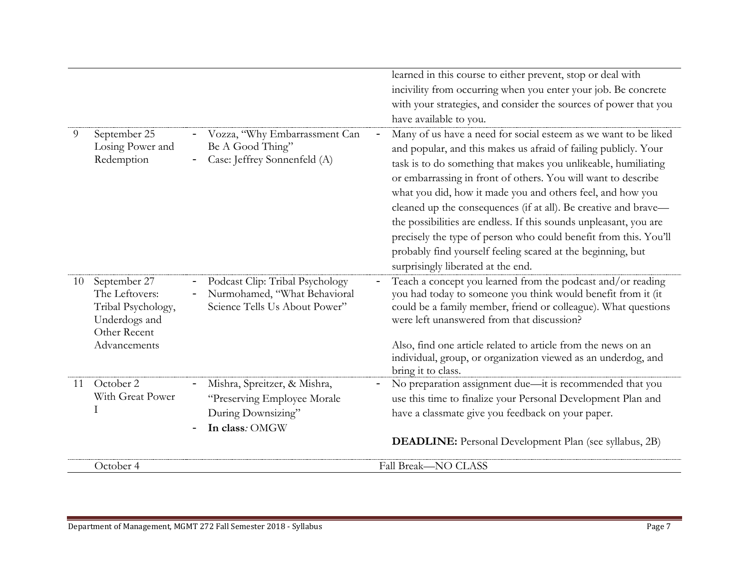| | | | |
|---|---|---|---|
| | | | learned in this course to either prevent, stop or deal with incivility from occurring when you enter your job. Be concrete with your strategies, and consider the sources of power that you have available to you. |
| 9 | September 25<br>Losing Power and Redemption | - Vozza, "Why Embarrassment Can Be A Good Thing"<br>- Case: Jeffrey Sonnenfeld (A) | - Many of us have a need for social esteem as we want to be liked and popular, and this makes us afraid of failing publicly. Your task is to do something that makes you unlikeable, humiliating or embarrassing in front of others. You will want to describe what you did, how it made you and others feel, and how you cleaned up the consequences (if at all). Be creative and brave—the possibilities are endless. If this sounds unpleasant, you are precisely the type of person who could benefit from this. You'll probably find yourself feeling scared at the beginning, but surprisingly liberated at the end. |
| 10 | September 27<br>The Leftovers: Tribal Psychology, Underdogs and Other Recent Advancements | - Podcast Clip: Tribal Psychology<br>- Nurmohamed, "What Behavioral Science Tells Us About Power" | - Teach a concept you learned from the podcast and/or reading you had today to someone you think would benefit from it (it could be a family member, friend or colleague). What questions were left unanswered from that discussion?<br><br>Also, find one article related to article from the news on an individual, group, or organization viewed as an underdog, and bring it to class. |
| 11 | October 2<br>With Great Power I | - Mishra, Spreitzer, & Mishra, "Preserving Employee Morale During Downsizing"<br>- **In class***:* OMGW | - No preparation assignment due—it is recommended that you use this time to finalize your Personal Development Plan and have a classmate give you feedback on your paper.<br><br>**DEADLINE:** Personal Development Plan (see syllabus, 2B) |
| | October 4 | | Fall Break—NO CLASS |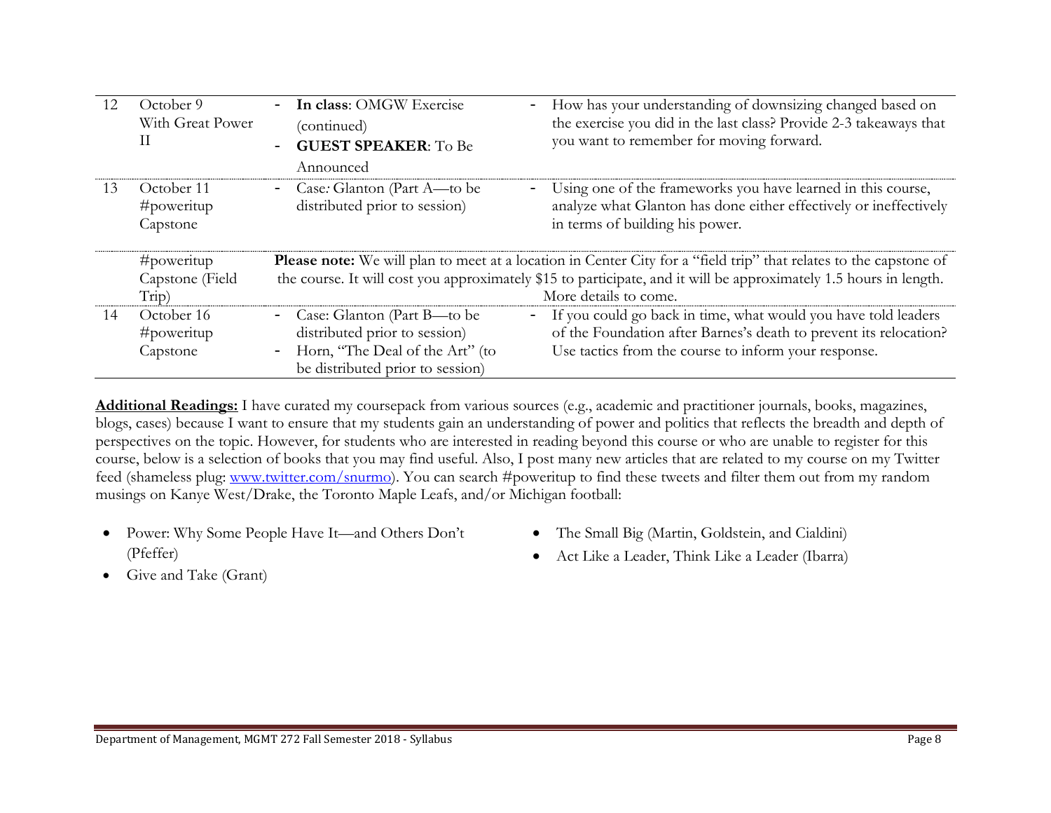| | | | |
|---|---|---|---|
| 12 | October 9<br>With Great Power II | - **In class**: OMGW Exercise (continued)<br>- **GUEST SPEAKER**: To Be Announced | - How has your understanding of downsizing changed based on the exercise you did in the last class? Provide 2-3 takeaways that you want to remember for moving forward. |
| 13 | October 11<br>#poweritup Capstone | - Case*:* Glanton (Part A—to be distributed prior to session) | - Using one of the frameworks you have learned in this course, analyze what Glanton has done either effectively or ineffectively in terms of building his power. |
| | #poweritup Capstone (Field Trip) | **Please note:** We will plan to meet at a location in Center City for a "field trip" that relates to the capstone of the course. It will cost you approximately $15 to participate, and it will be approximately 1.5 hours in length. More details to come. | |
| 14 | October 16<br>#poweritup Capstone | - Case: Glanton (Part B—to be distributed prior to session)<br>- Horn, "The Deal of the Art" (to be distributed prior to session) | - If you could go back in time, what would you have told leaders of the Foundation after Barnes's death to prevent its relocation? Use tactics from the course to inform your response. |

**Additional Readings:** I have curated my coursepack from various sources (e.g., academic and practitioner journals, books, magazines, blogs, cases) because I want to ensure that my students gain an understanding of power and politics that reflects the breadth and depth of perspectives on the topic. However, for students who are interested in reading beyond this course or who are unable to register for this course, below is a selection of books that you may find useful. Also, I post many new articles that are related to my course on my Twitter feed (shameless plug: [www.twitter.com/snurmo](www.twitter.com/snurmo)). You can search #poweritup to find these tweets and filter them out from my random musings on Kanye West/Drake, the Toronto Maple Leafs, and/or Michigan football:

- Power: Why Some People Have It—and Others Don't (Pfeffer)
- Give and Take (Grant)
- The Small Big (Martin, Goldstein, and Cialdini)
- Act Like a Leader, Think Like a Leader (Ibarra)